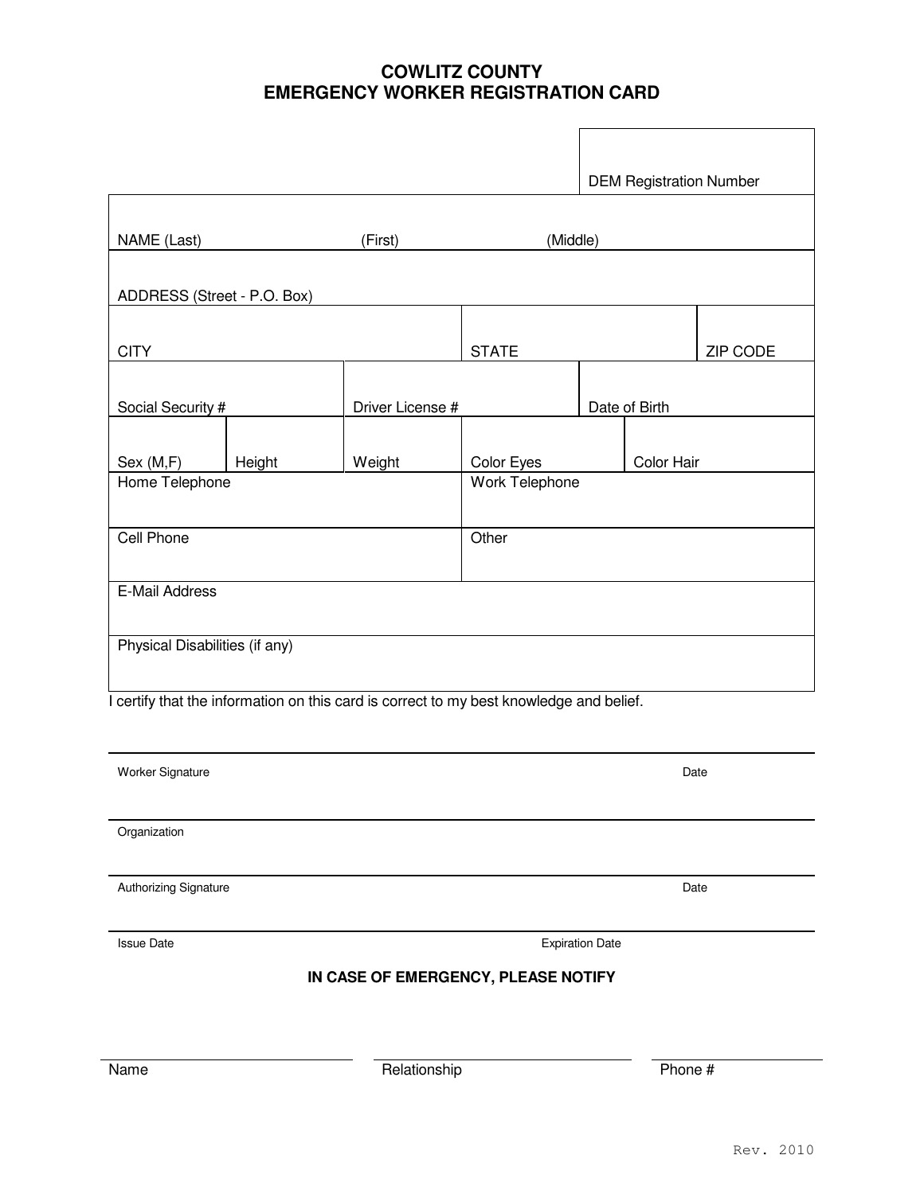# COWLITZ COUNTY
# EMERGENCY WORKER REGISTRATION CARD

| DEM Registration Number |
|---|
| |

| NAME (Last) | (First) | (Middle) |
|---|---|---|
| | | |

| ADDRESS (Street - P.O. Box) |
|---|
| |

| CITY | STATE | ZIP CODE |
|---|---|---|
| | | |

| Social Security # | Driver License # | Date of Birth |
|---|---|---|
| | | |

| Sex (M,F) | Height | Weight | Color Eyes | Color Hair |
|---|---|---|---|---|
| | | | | |

| Home Telephone | Work Telephone |
|---|---|
| | |

| Cell Phone | Other |
|---|---|
| | |

| E-Mail Address |
|---|
| |

| Physical Disabilities (if any) |
|---|
| |

I certify that the information on this card is correct to my best knowledge and belief.

Worker Signature ______________________ Date __________

Organization ______________________

Authorizing Signature ______________________ Date __________

Issue Date ______________________ Expiration Date __________

**IN CASE OF EMERGENCY, PLEASE NOTIFY**

| Name | Relationship | Phone # |
|---|---|---|
| | | |

Rev. 2010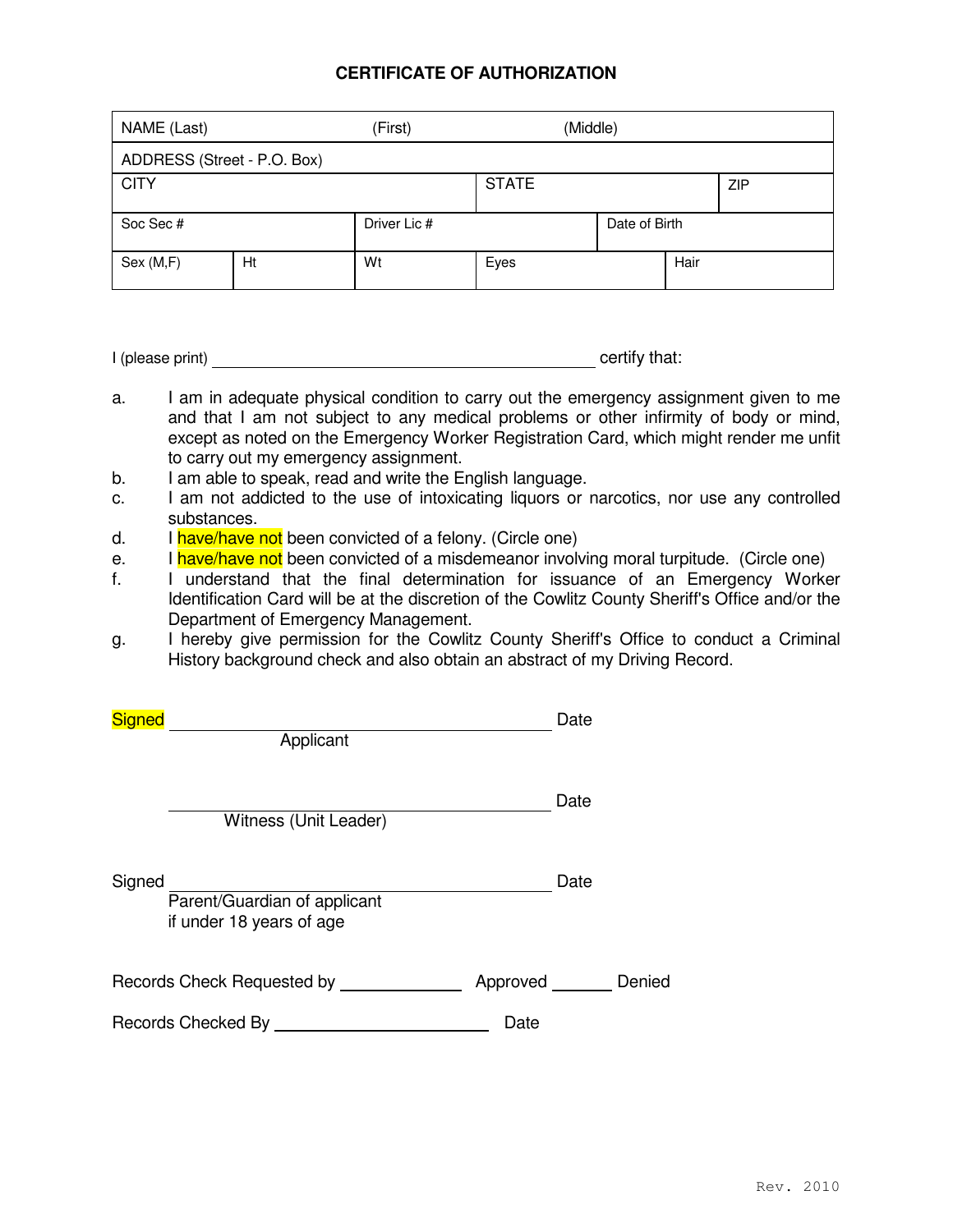**CERTIFICATE OF AUTHORIZATION**

| NAME (Last) | | (First) | | (Middle) | |
|---|---|---|---|---|---|
| ADDRESS (Street - P.O. Box) | | | | | |
| CITY | | | STATE | | ZIP |
| Soc Sec # | | Driver Lic # | | Date of Birth | |
| Sex (M,F) | Ht | Wt | Eyes | Hair | |

I (please print) ______________________________ certify that:

a. I am in adequate physical condition to carry out the emergency assignment given to me and that I am not subject to any medical problems or other infirmity of body or mind, except as noted on the Emergency Worker Registration Card, which might render me unfit to carry out my emergency assignment.

b. I am able to speak, read and write the English language.

c. I am not addicted to the use of intoxicating liquors or narcotics, nor use any controlled substances.

d. I have/have not been convicted of a felony. (Circle one)

e. I have/have not been convicted of a misdemeanor involving moral turpitude. (Circle one)

f. I understand that the final determination for issuance of an Emergency Worker Identification Card will be at the discretion of the Cowlitz County Sheriff's Office and/or the Department of Emergency Management.

g. I hereby give permission for the Cowlitz County Sheriff's Office to conduct a Criminal History background check and also obtain an abstract of my Driving Record.

Signed ______________________________ Date
Applicant

______________________________ Date
Witness (Unit Leader)

Signed ______________________________ Date
Parent/Guardian of applicant
if under 18 years of age

Records Check Requested by __________ Approved ______ Denied

Records Checked By ________________ Date

Rev. 2010